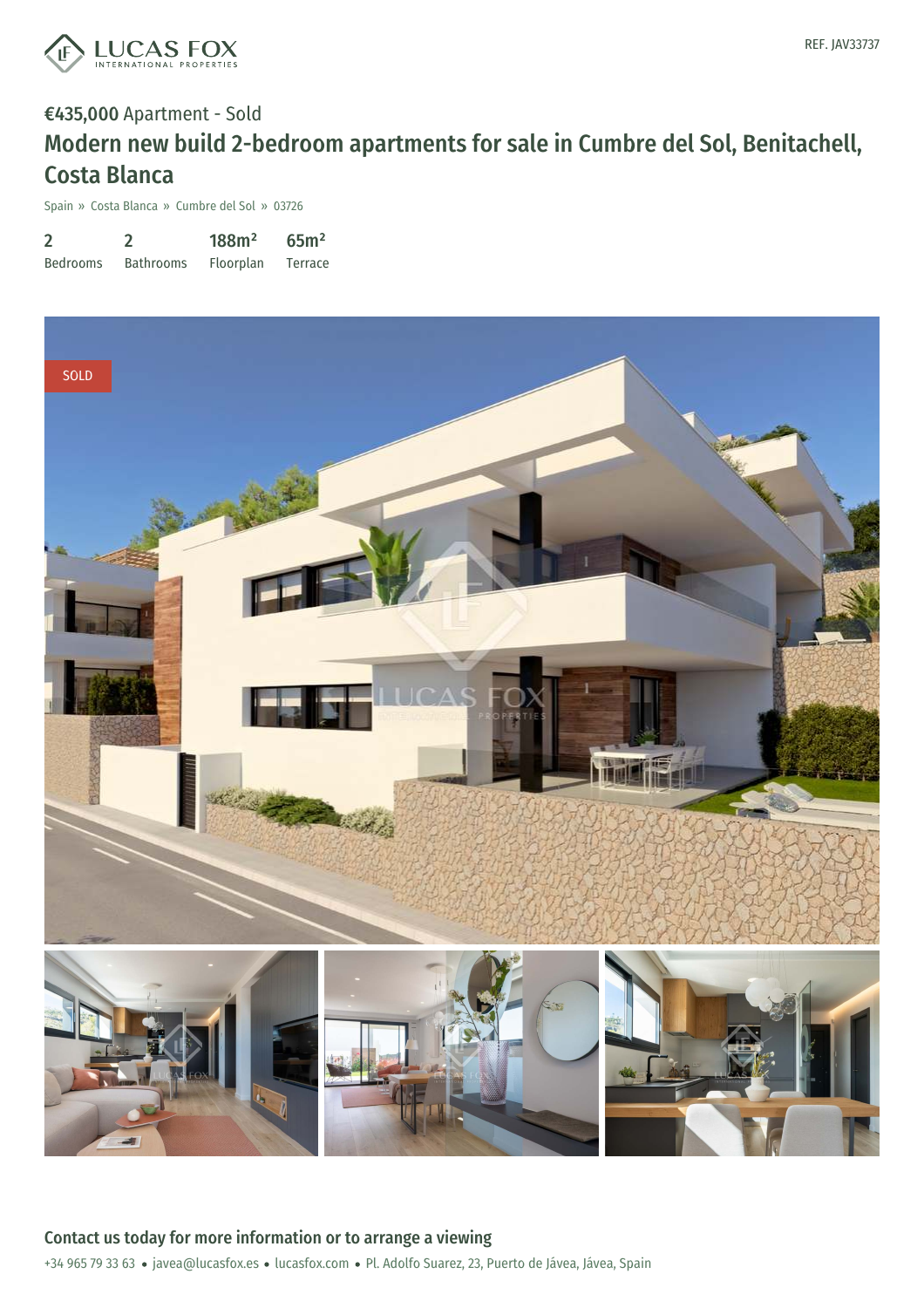LUCAS FOX
INTERNATIONAL PROPERTIES

REF. JAV33737

**€435,000** Apartment - Sold

# Modern new build 2-bedroom apartments for sale in Cumbre del Sol, Benitachell, Costa Blanca

Spain » Costa Blanca » Cumbre del Sol » 03726

| 2 | 2 | 188m² | 65m² |
|---|---|---|---|
| Bedrooms | Bathrooms | Floorplan | Terrace |

SOLD

## Contact us today for more information or to arrange a viewing

+34 965 79 33 63 • javea@lucasfox.es • lucasfox.com • Pl. Adolfo Suarez, 23, Puerto de Jávea, Jávea, Spain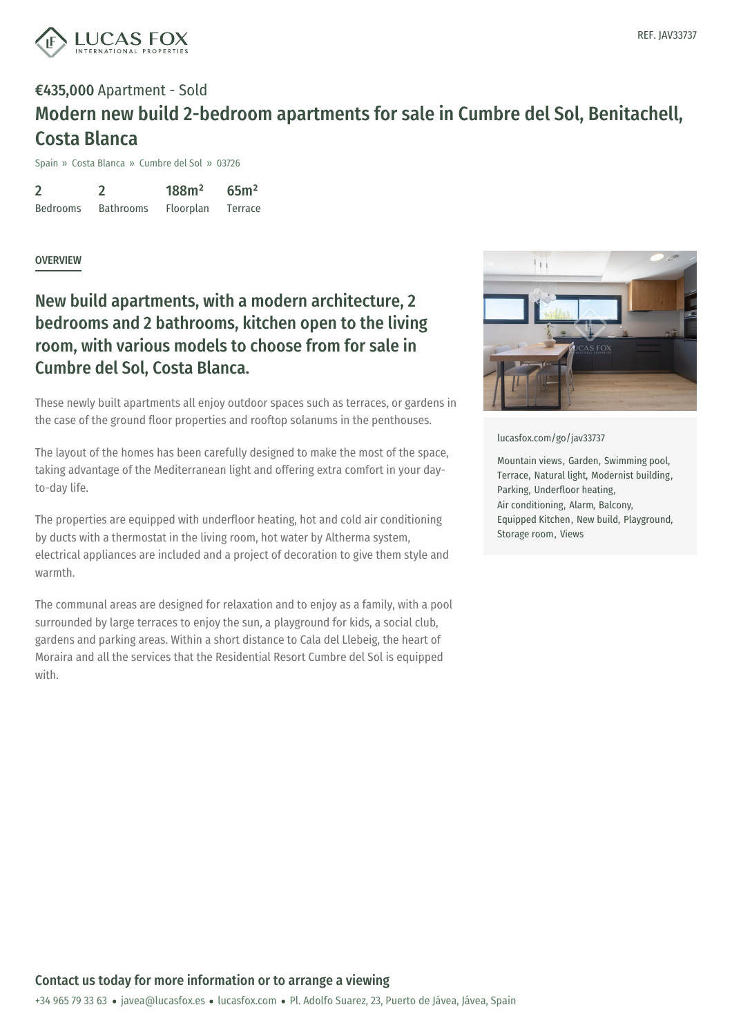REF. JAV33737

**€435,000** Apartment - Sold

# Modern new build 2-bedroom apartments for sale in Cumbre del Sol, Benitachell, Costa Blanca

Spain » Costa Blanca » Cumbre del Sol » 03726

| 2 | 2 | 188m² | 65m² |
|---|---|---|---|
| Bedrooms | Bathrooms | Floorplan | Terrace |

## OVERVIEW

## New build apartments, with a modern architecture, 2 bedrooms and 2 bathrooms, kitchen open to the living room, with various models to choose from for sale in Cumbre del Sol, Costa Blanca.

These newly built apartments all enjoy outdoor spaces such as terraces, or gardens in the case of the ground floor properties and rooftop solanums in the penthouses.

The layout of the homes has been carefully designed to make the most of the space, taking advantage of the Mediterranean light and offering extra comfort in your day-to-day life.

The properties are equipped with underfloor heating, hot and cold air conditioning by ducts with a thermostat in the living room, hot water by Altherma system, electrical appliances are included and a project of decoration to give them style and warmth.

The communal areas are designed for relaxation and to enjoy as a family, with a pool surrounded by large terraces to enjoy the sun, a playground for kids, a social club, gardens and parking areas. Within a short distance to Cala del Llebeig, the heart of Moraira and all the services that the Residential Resort Cumbre del Sol is equipped with.

lucasfox.com/go/jav33737

Mountain views, Garden, Swimming pool, Terrace, Natural light, Modernist building, Parking, Underfloor heating, Air conditioning, Alarm, Balcony, Equipped Kitchen, New build, Playground, Storage room, Views

**Contact us today for more information or to arrange a viewing**

+34 965 79 33 63 • javea@lucasfox.es • lucasfox.com • Pl. Adolfo Suarez, 23, Puerto de Jávea, Jávea, Spain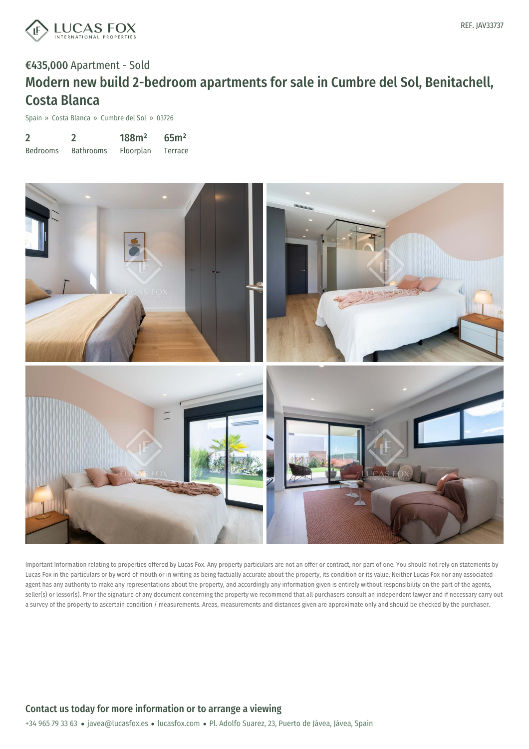REF. JAV33737

**€435,000** Apartment - Sold

# Modern new build 2-bedroom apartments for sale in Cumbre del Sol, Benitachell, Costa Blanca

Spain » Costa Blanca » Cumbre del Sol » 03726

| 2 | 2 | 188m² | 65m² |
|---|---|---|---|
| Bedrooms | Bathrooms | Floorplan | Terrace |

Important Information relating to properties offered by Lucas Fox. Any property particulars are not an offer or contract, nor part of one. You should not rely on statements by Lucas Fox in the particulars or by word of mouth or in writing as being factually accurate about the property, its condition or its value. Neither Lucas Fox nor any associated agent has any authority to make any representations about the property, and accordingly any information given is entirely without responsibility on the part of the agents, seller(s) or lessor(s). Prior the signature of any document concerning the property we recommend that all purchasers consult an independent lawyer and if necessary carry out a survey of the property to ascertain condition / measurements. Areas, measurements and distances given are approximate only and should be checked by the purchaser.

## Contact us today for more information or to arrange a viewing

+34 965 79 33 63 • javea@lucasfox.es • lucasfox.com • Pl. Adolfo Suarez, 23, Puerto de Jávea, Jávea, Spain